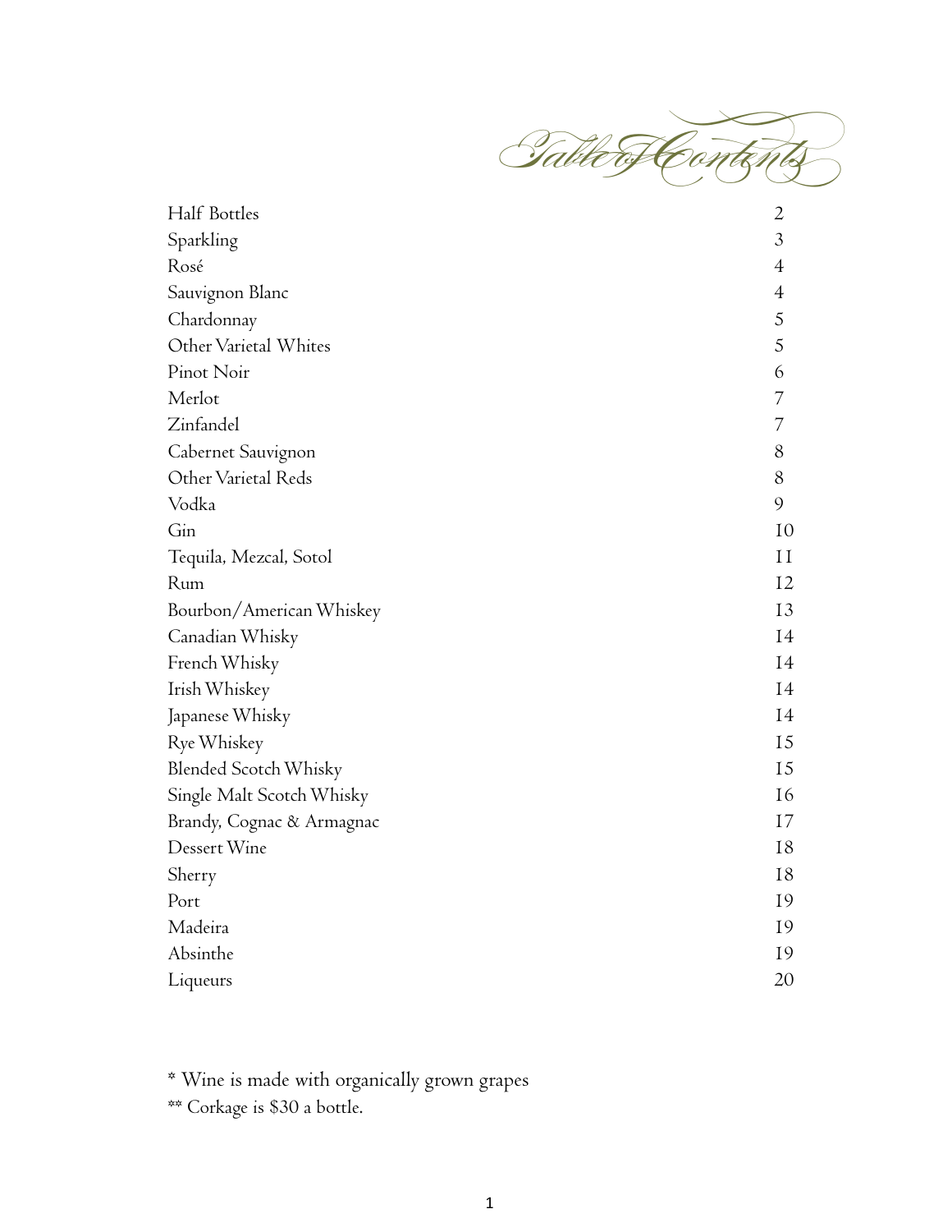# Table of Contents

| | |
|---|---|
| Half Bottles | 2 |
| Sparkling | 3 |
| Rosé | 4 |
| Sauvignon Blanc | 4 |
| Chardonnay | 5 |
| Other Varietal Whites | 5 |
| Pinot Noir | 6 |
| Merlot | 7 |
| Zinfandel | 7 |
| Cabernet Sauvignon | 8 |
| Other Varietal Reds | 8 |
| Vodka | 9 |
| Gin | 10 |
| Tequila, Mezcal, Sotol | 11 |
| Rum | 12 |
| Bourbon/American Whiskey | 13 |
| Canadian Whisky | 14 |
| French Whisky | 14 |
| Irish Whiskey | 14 |
| Japanese Whisky | 14 |
| Rye Whiskey | 15 |
| Blended Scotch Whisky | 15 |
| Single Malt Scotch Whisky | 16 |
| Brandy, Cognac & Armagnac | 17 |
| Dessert Wine | 18 |
| Sherry | 18 |
| Port | 19 |
| Madeira | 19 |
| Absinthe | 19 |
| Liqueurs | 20 |

* Wine is made with organically grown grapes

** Corkage is $30 a bottle.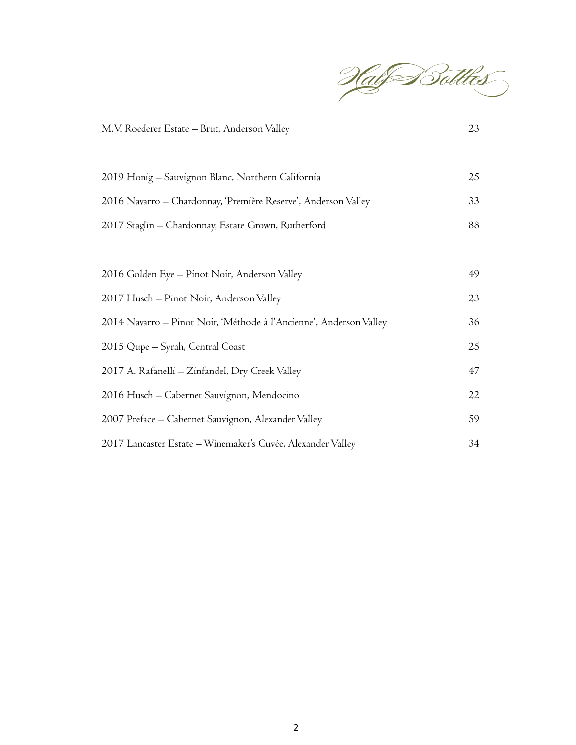# Half Bottles

| | |
|---|---|
| M.V. Roederer Estate – Brut, Anderson Valley | 23 |
| | |
| 2019 Honig – Sauvignon Blanc, Northern California | 25 |
| 2016 Navarro – Chardonnay, 'Première Reserve', Anderson Valley | 33 |
| 2017 Staglin – Chardonnay, Estate Grown, Rutherford | 88 |
| | |
| 2016 Golden Eye – Pinot Noir, Anderson Valley | 49 |
| 2017 Husch – Pinot Noir, Anderson Valley | 23 |
| 2014 Navarro – Pinot Noir, 'Méthode à l'Ancienne', Anderson Valley | 36 |
| 2015 Qupe – Syrah, Central Coast | 25 |
| 2017 A. Rafanelli – Zinfandel, Dry Creek Valley | 47 |
| 2016 Husch – Cabernet Sauvignon, Mendocino | 22 |
| 2007 Preface – Cabernet Sauvignon, Alexander Valley | 59 |
| 2017 Lancaster Estate – Winemaker's Cuvée, Alexander Valley | 34 |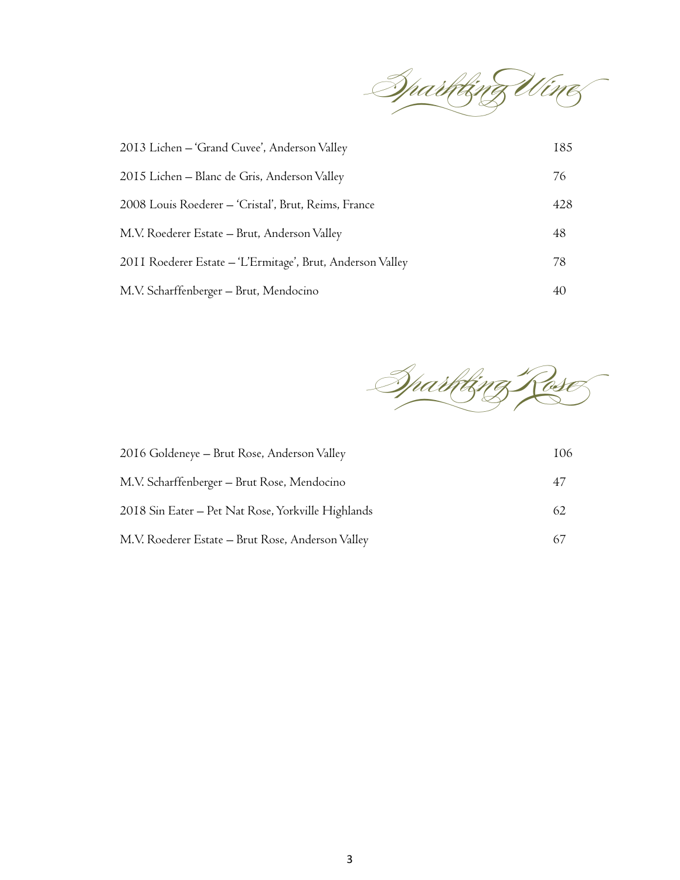## Sparkling Wine

| | |
|---|---|
| 2013 Lichen – 'Grand Cuvee', Anderson Valley | 185 |
| 2015 Lichen – Blanc de Gris, Anderson Valley | 76 |
| 2008 Louis Roederer – 'Cristal', Brut, Reims, France | 428 |
| M.V. Roederer Estate – Brut, Anderson Valley | 48 |
| 2011 Roederer Estate – 'L'Ermitage', Brut, Anderson Valley | 78 |
| M.V. Scharffenberger – Brut, Mendocino | 40 |

## Sparkling Rose

| | |
|---|---|
| 2016 Goldeneye – Brut Rose, Anderson Valley | 106 |
| M.V. Scharffenberger – Brut Rose, Mendocino | 47 |
| 2018 Sin Eater – Pet Nat Rose, Yorkville Highlands | 62 |
| M.V. Roederer Estate – Brut Rose, Anderson Valley | 67 |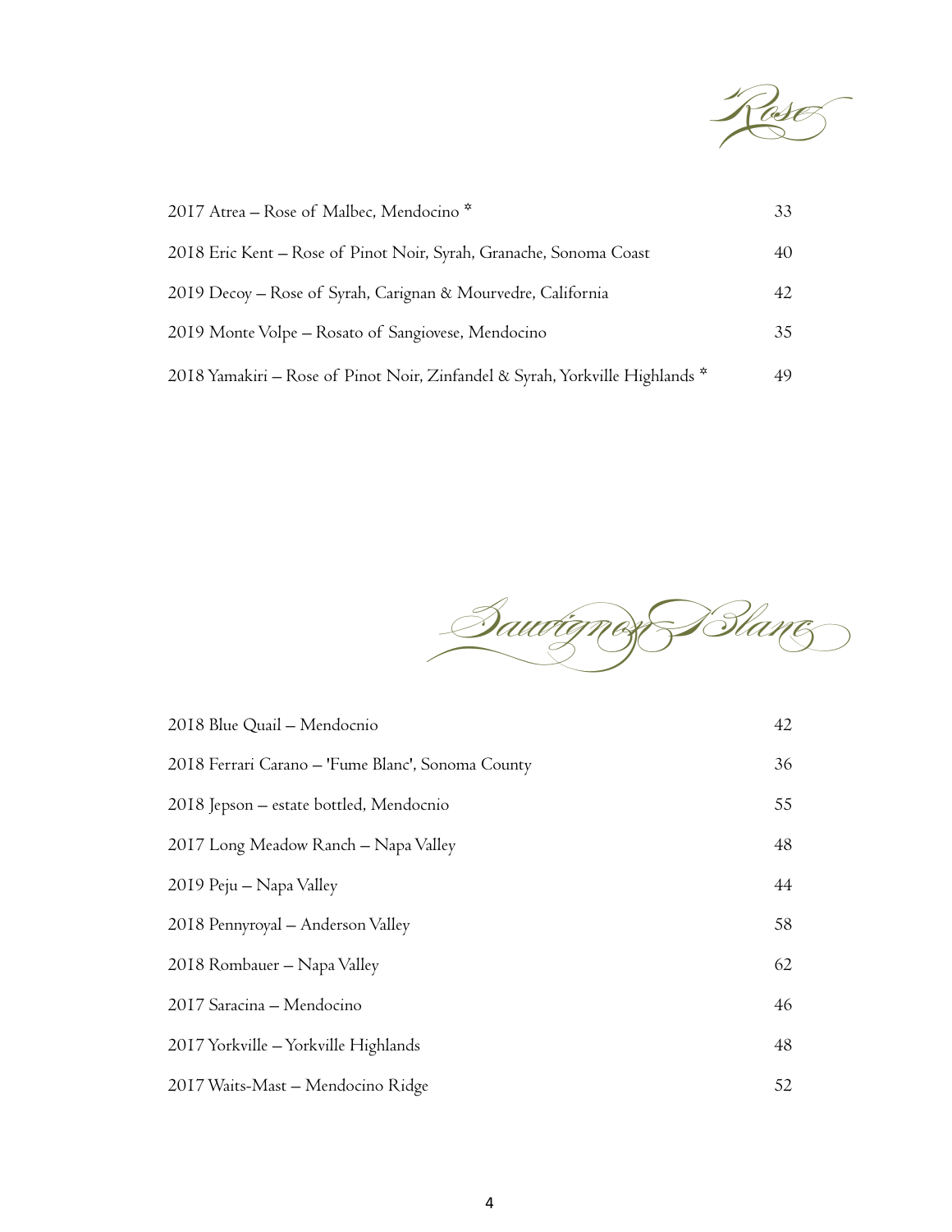## Rose

| | |
|---|---|
| 2017 Atrea – Rose of Malbec, Mendocino * | 33 |
| 2018 Eric Kent – Rose of Pinot Noir, Syrah, Granache, Sonoma Coast | 40 |
| 2019 Decoy – Rose of Syrah, Carignan & Mourvedre, California | 42 |
| 2019 Monte Volpe – Rosato of Sangiovese, Mendocino | 35 |
| 2018 Yamakiri – Rose of Pinot Noir, Zinfandel & Syrah, Yorkville Highlands * | 49 |

## Sauvignon Blanc

| | |
|---|---|
| 2018 Blue Quail – Mendocnio | 42 |
| 2018 Ferrari Carano – 'Fume Blanc', Sonoma County | 36 |
| 2018 Jepson – estate bottled, Mendocnio | 55 |
| 2017 Long Meadow Ranch – Napa Valley | 48 |
| 2019 Peju – Napa Valley | 44 |
| 2018 Pennyroyal – Anderson Valley | 58 |
| 2018 Rombauer – Napa Valley | 62 |
| 2017 Saracina – Mendocino | 46 |
| 2017 Yorkville – Yorkville Highlands | 48 |
| 2017 Waits-Mast – Mendocino Ridge | 52 |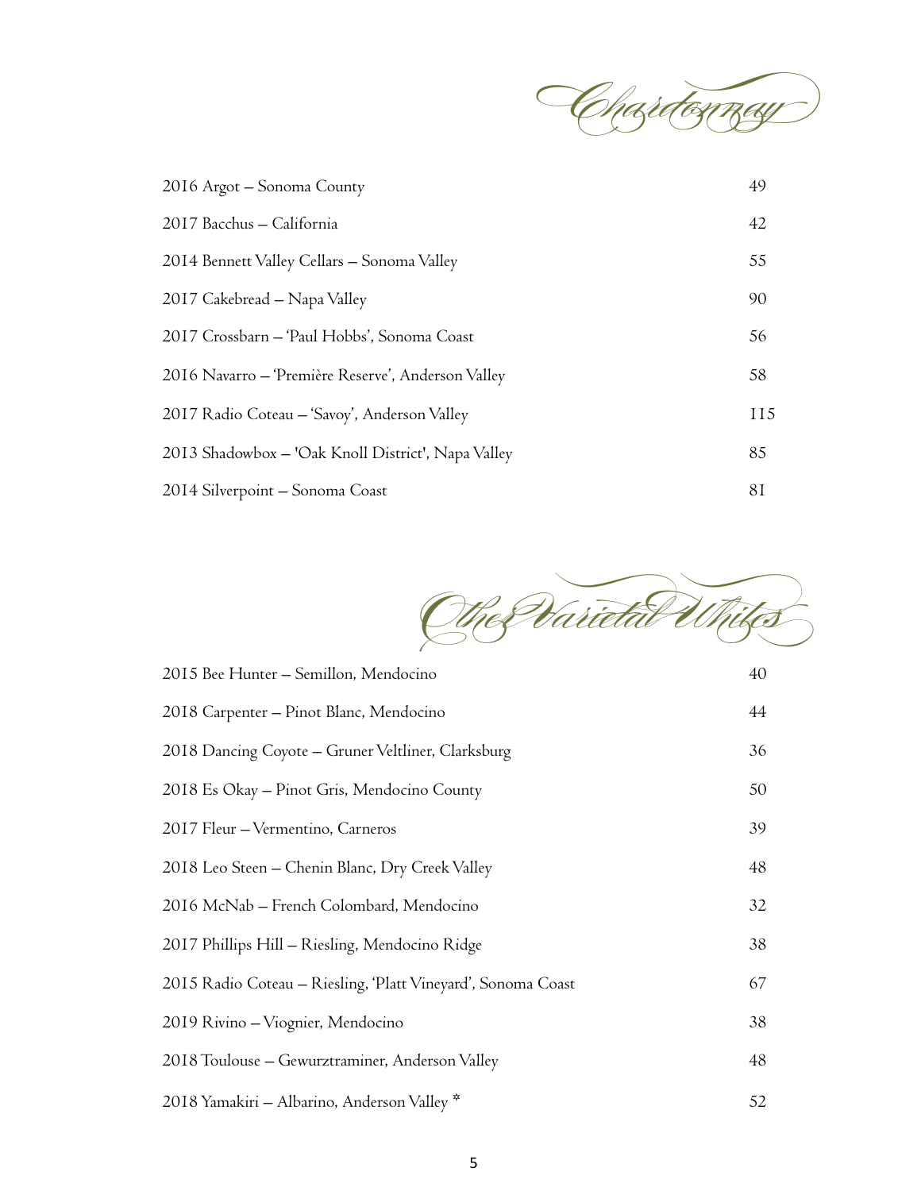# Chardonnay

| | |
|---|---|
| 2016 Argot – Sonoma County | 49 |
| 2017 Bacchus – California | 42 |
| 2014 Bennett Valley Cellars – Sonoma Valley | 55 |
| 2017 Cakebread – Napa Valley | 90 |
| 2017 Crossbarn – 'Paul Hobbs', Sonoma Coast | 56 |
| 2016 Navarro – 'Première Reserve', Anderson Valley | 58 |
| 2017 Radio Coteau – 'Savoy', Anderson Valley | 115 |
| 2013 Shadowbox – 'Oak Knoll District', Napa Valley | 85 |
| 2014 Silverpoint – Sonoma Coast | 81 |

# Other Varietal Whites

| | |
|---|---|
| 2015 Bee Hunter – Semillon, Mendocino | 40 |
| 2018 Carpenter – Pinot Blanc, Mendocino | 44 |
| 2018 Dancing Coyote – Gruner Veltliner, Clarksburg | 36 |
| 2018 Es Okay – Pinot Gris, Mendocino County | 50 |
| 2017 Fleur – Vermentino, Carneros | 39 |
| 2018 Leo Steen – Chenin Blanc, Dry Creek Valley | 48 |
| 2016 McNab – French Colombard, Mendocino | 32 |
| 2017 Phillips Hill – Riesling, Mendocino Ridge | 38 |
| 2015 Radio Coteau – Riesling, 'Platt Vineyard', Sonoma Coast | 67 |
| 2019 Rivino – Viognier, Mendocino | 38 |
| 2018 Toulouse – Gewurztraminer, Anderson Valley | 48 |
| 2018 Yamakiri – Albarino, Anderson Valley * | 52 |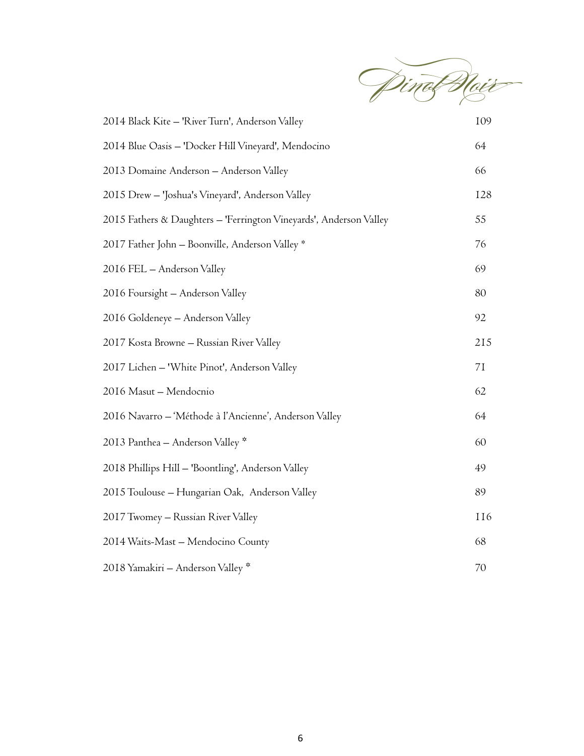# Pinot Noir

| Wine | Price |
|---|---|
| 2014 Black Kite – 'River Turn', Anderson Valley | 109 |
| 2014 Blue Oasis – 'Docker Hill Vineyard', Mendocino | 64 |
| 2013 Domaine Anderson – Anderson Valley | 66 |
| 2015 Drew – 'Joshua's Vineyard', Anderson Valley | 128 |
| 2015 Fathers & Daughters – 'Ferrington Vineyards', Anderson Valley | 55 |
| 2017 Father John – Boonville, Anderson Valley * | 76 |
| 2016 FEL – Anderson Valley | 69 |
| 2016 Foursight – Anderson Valley | 80 |
| 2016 Goldeneye – Anderson Valley | 92 |
| 2017 Kosta Browne – Russian River Valley | 215 |
| 2017 Lichen – 'White Pinot', Anderson Valley | 71 |
| 2016 Masut – Mendocnio | 62 |
| 2016 Navarro – 'Méthode à l'Ancienne', Anderson Valley | 64 |
| 2013 Panthea – Anderson Valley * | 60 |
| 2018 Phillips Hill – 'Boontling', Anderson Valley | 49 |
| 2015 Toulouse – Hungarian Oak, Anderson Valley | 89 |
| 2017 Twomey – Russian River Valley | 116 |
| 2014 Waits-Mast – Mendocino County | 68 |
| 2018 Yamakiri – Anderson Valley * | 70 |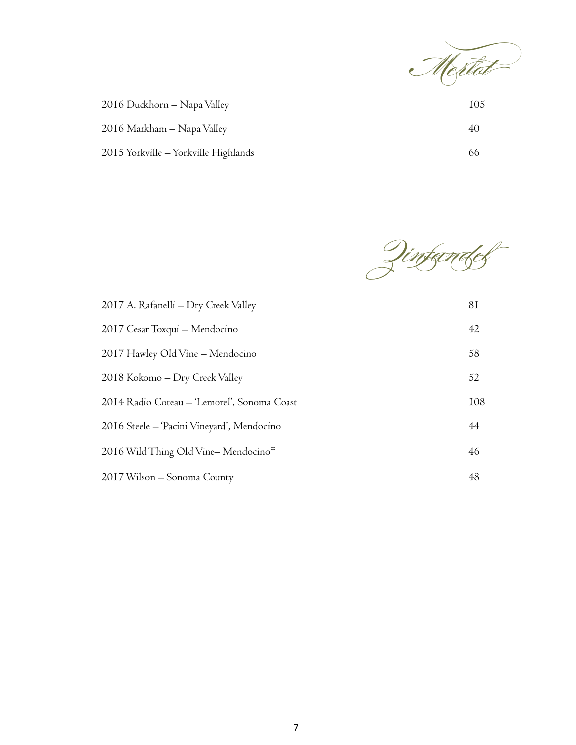## Merlot

| | |
|---|---|
| 2016 Duckhorn – Napa Valley | 105 |
| 2016 Markham – Napa Valley | 40 |
| 2015 Yorkville – Yorkville Highlands | 66 |

## Zinfandel

| | |
|---|---|
| 2017 A. Rafanelli – Dry Creek Valley | 81 |
| 2017 Cesar Toxqui – Mendocino | 42 |
| 2017 Hawley Old Vine – Mendocino | 58 |
| 2018 Kokomo – Dry Creek Valley | 52 |
| 2014 Radio Coteau – 'Lemorel', Sonoma Coast | 108 |
| 2016 Steele – 'Pacini Vineyard', Mendocino | 44 |
| 2016 Wild Thing Old Vine– Mendocino* | 46 |
| 2017 Wilson – Sonoma County | 48 |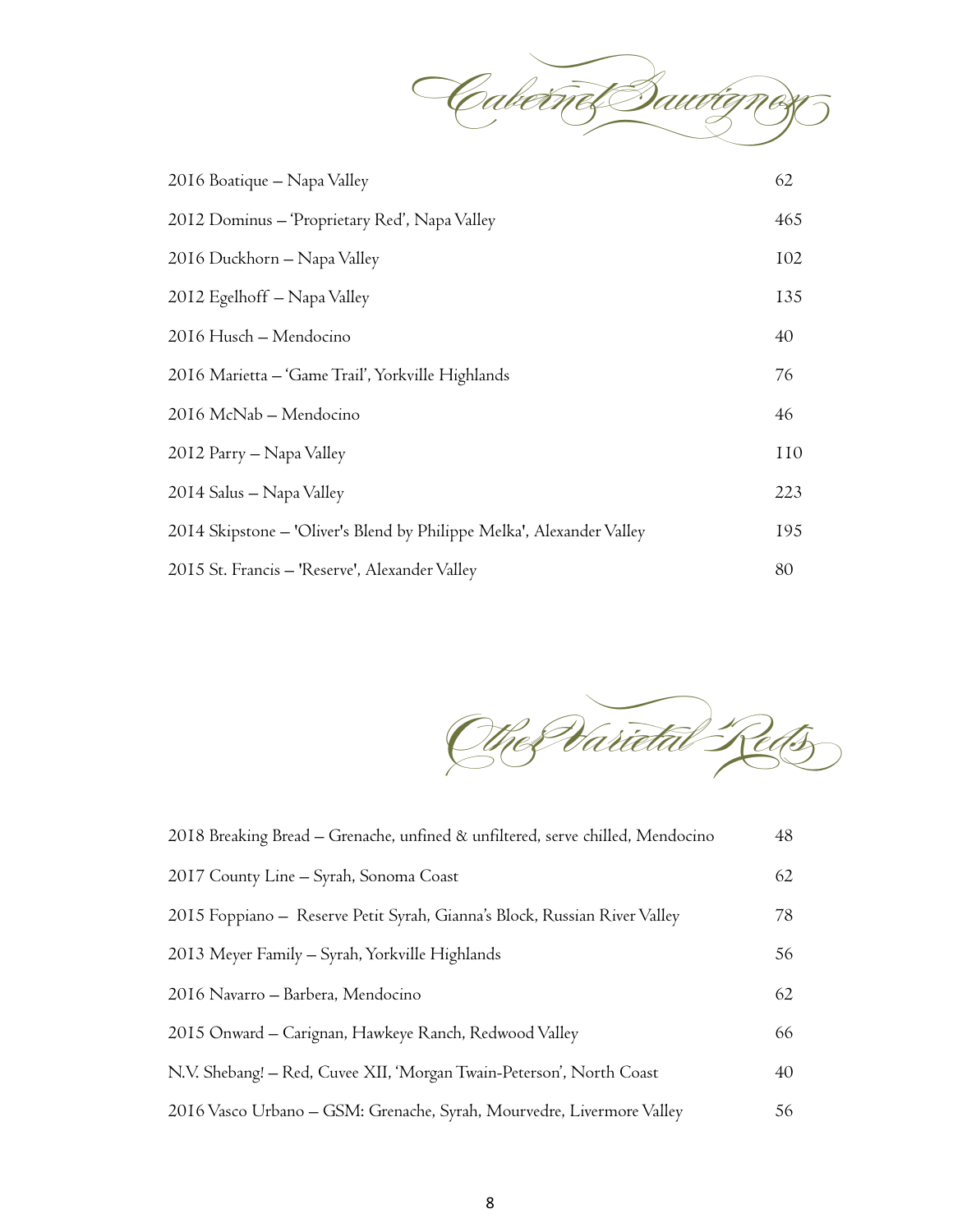## Cabernet Sauvignon

| | |
|---|---|
| 2016 Boatique – Napa Valley | 62 |
| 2012 Dominus – 'Proprietary Red', Napa Valley | 465 |
| 2016 Duckhorn – Napa Valley | 102 |
| 2012 Egelhoff – Napa Valley | 135 |
| 2016 Husch – Mendocino | 40 |
| 2016 Marietta – 'Game Trail', Yorkville Highlands | 76 |
| 2016 McNab – Mendocino | 46 |
| 2012 Parry – Napa Valley | 110 |
| 2014 Salus – Napa Valley | 223 |
| 2014 Skipstone – 'Oliver's Blend by Philippe Melka', Alexander Valley | 195 |
| 2015 St. Francis – 'Reserve', Alexander Valley | 80 |

## Other Varietal Reds

| | |
|---|---|
| 2018 Breaking Bread – Grenache, unfined & unfiltered, serve chilled, Mendocino | 48 |
| 2017 County Line – Syrah, Sonoma Coast | 62 |
| 2015 Foppiano – Reserve Petit Syrah, Gianna's Block, Russian River Valley | 78 |
| 2013 Meyer Family – Syrah, Yorkville Highlands | 56 |
| 2016 Navarro – Barbera, Mendocino | 62 |
| 2015 Onward – Carignan, Hawkeye Ranch, Redwood Valley | 66 |
| N.V. Shebang! – Red, Cuvee XII, 'Morgan Twain-Peterson', North Coast | 40 |
| 2016 Vasco Urbano – GSM: Grenache, Syrah, Mourvedre, Livermore Valley | 56 |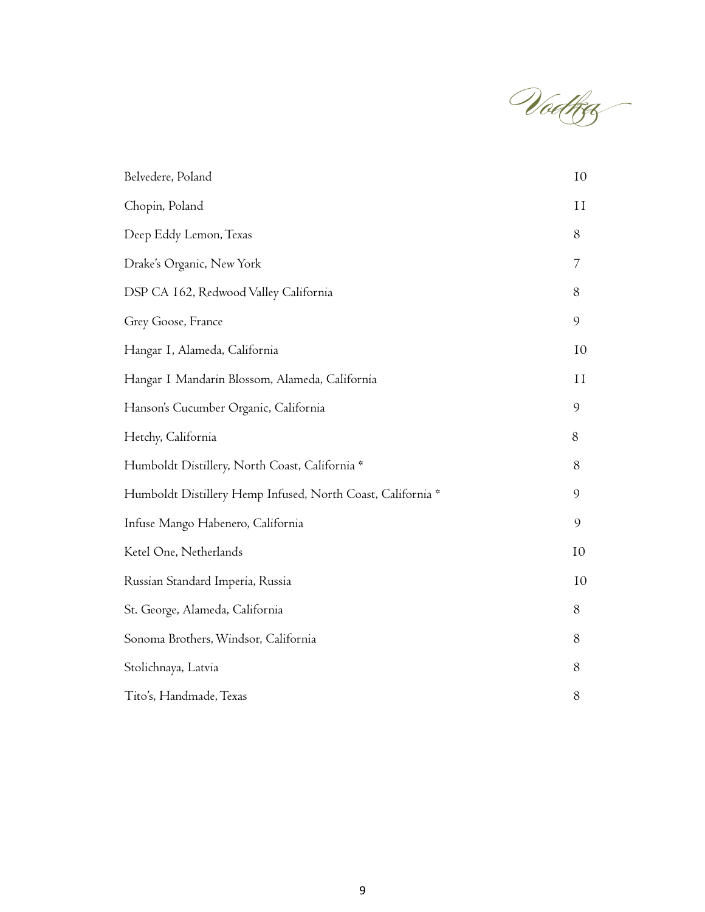# Vodka

| | |
|---|---|
| Belvedere, Poland | 10 |
| Chopin, Poland | 11 |
| Deep Eddy Lemon, Texas | 8 |
| Drake's Organic, New York | 7 |
| DSP CA 162, Redwood Valley California | 8 |
| Grey Goose, France | 9 |
| Hangar 1, Alameda, California | 10 |
| Hangar 1 Mandarin Blossom, Alameda, California | 11 |
| Hanson's Cucumber Organic, California | 9 |
| Hetchy, California | 8 |
| Humboldt Distillery, North Coast, California * | 8 |
| Humboldt Distillery Hemp Infused, North Coast, California * | 9 |
| Infuse Mango Habenero, California | 9 |
| Ketel One, Netherlands | 10 |
| Russian Standard Imperia, Russia | 10 |
| St. George, Alameda, California | 8 |
| Sonoma Brothers, Windsor, California | 8 |
| Stolichnaya, Latvia | 8 |
| Tito's, Handmade, Texas | 8 |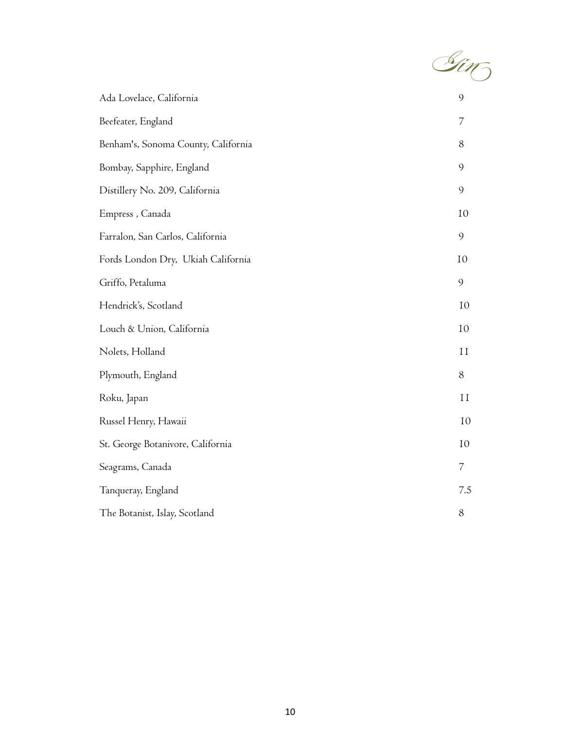# Gin

| | |
|---|---|
| Ada Lovelace, California | 9 |
| Beefeater, England | 7 |
| Benham's, Sonoma County, California | 8 |
| Bombay, Sapphire, England | 9 |
| Distillery No. 209, California | 9 |
| Empress , Canada | 10 |
| Farralon, San Carlos, California | 9 |
| Fords London Dry, Ukiah California | 10 |
| Griffo, Petaluma | 9 |
| Hendrick's, Scotland | 10 |
| Louch & Union, California | 10 |
| Nolets, Holland | 11 |
| Plymouth, England | 8 |
| Roku, Japan | 11 |
| Russel Henry, Hawaii | 10 |
| St. George Botanivore, California | 10 |
| Seagrams, Canada | 7 |
| Tanqueray, England | 7.5 |
| The Botanist, Islay, Scotland | 8 |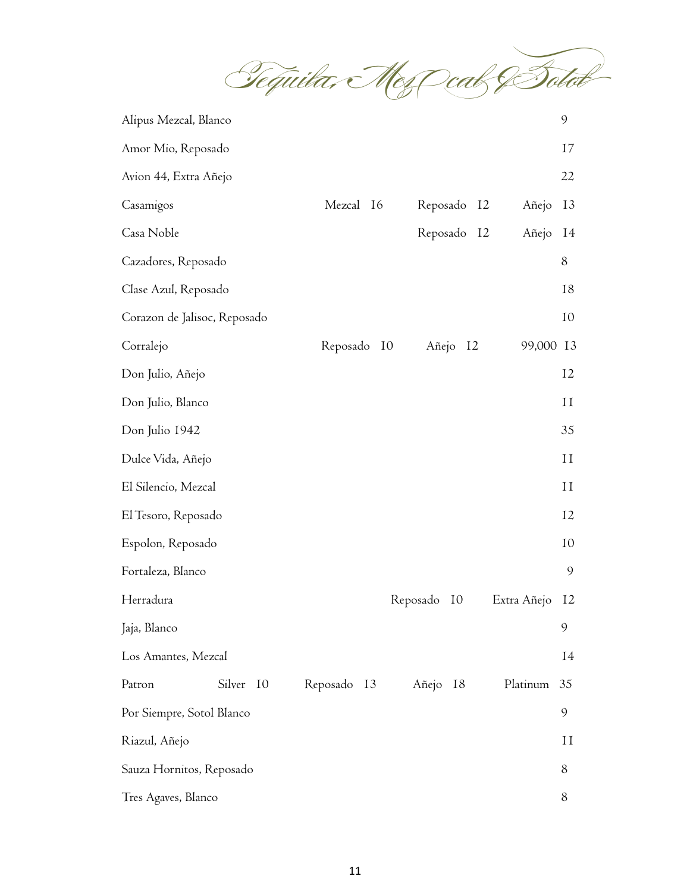# Tequila, Mezcal & Sotol

Alipus Mezcal, Blanco 9

Amor Mio, Reposado 17

Avion 44, Extra Añejo 22

Casamigos — Mezcal 16 · Reposado 12 · Añejo 13

Casa Noble — Reposado 12 · Añejo 14

Cazadores, Reposado 8

Clase Azul, Reposado 18

Corazon de Jalisoc, Reposado 10

Corralejo — Reposado 10 · Añejo 12 · 99,000 13

Don Julio, Añejo 12

Don Julio, Blanco 11

Don Julio 1942 35

Dulce Vida, Añejo 11

El Silencio, Mezcal 11

El Tesoro, Reposado 12

Espolon, Reposado 10

Fortaleza, Blanco 9

Herradura — Reposado 10 · Extra Añejo 12

Jaja, Blanco 9

Los Amantes, Mezcal 14

Patron — Silver 10 · Reposado 13 · Añejo 18 · Platinum 35

Por Siempre, Sotol Blanco 9

Riazul, Añejo 11

Sauza Hornitos, Reposado 8

Tres Agaves, Blanco 8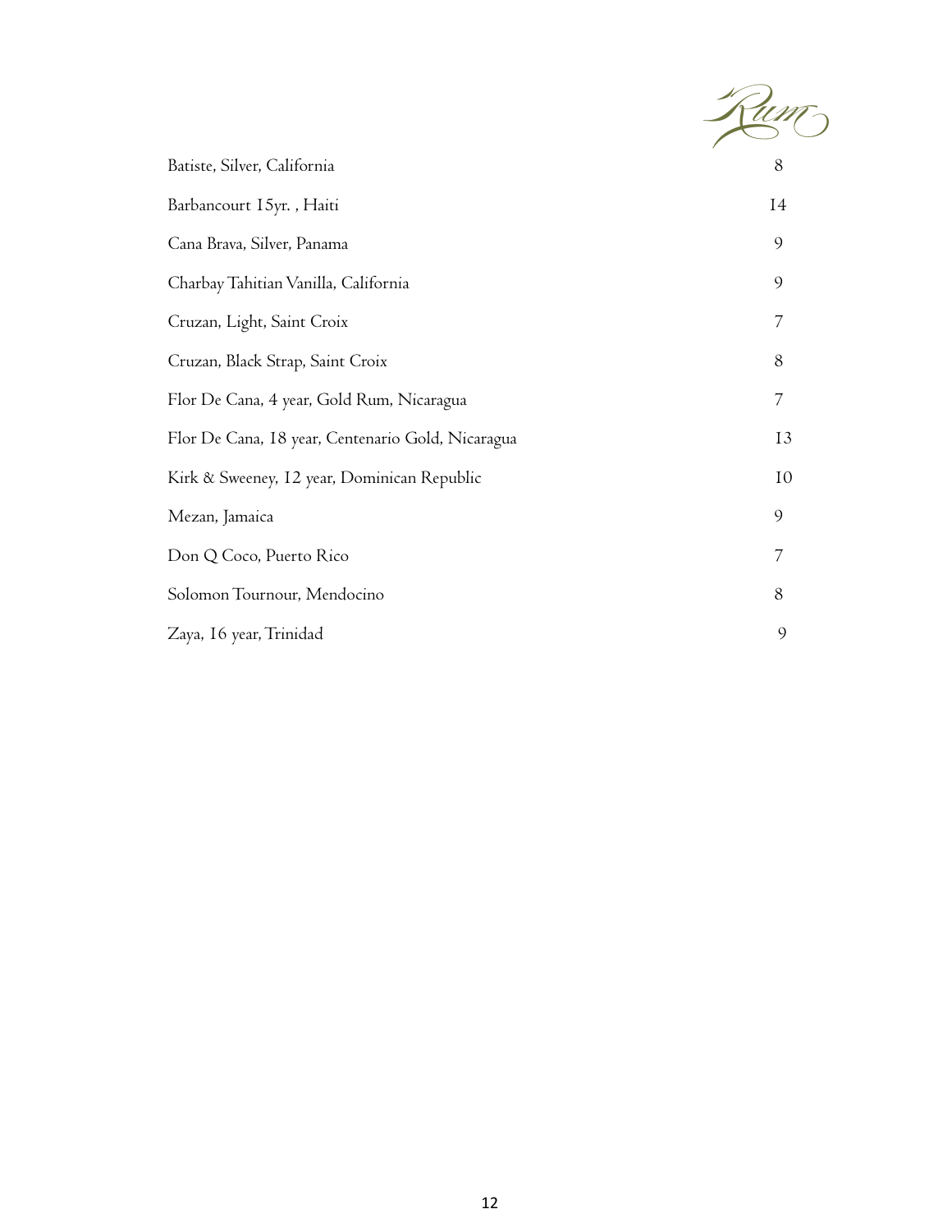# Rum

| | |
|---|---|
| Batiste, Silver, California | 8 |
| Barbancourt 15yr. , Haiti | 14 |
| Cana Brava, Silver, Panama | 9 |
| Charbay Tahitian Vanilla, California | 9 |
| Cruzan, Light, Saint Croix | 7 |
| Cruzan, Black Strap, Saint Croix | 8 |
| Flor De Cana, 4 year, Gold Rum, Nicaragua | 7 |
| Flor De Cana, 18 year, Centenario Gold, Nicaragua | 13 |
| Kirk & Sweeney, 12 year, Dominican Republic | 10 |
| Mezan, Jamaica | 9 |
| Don Q Coco, Puerto Rico | 7 |
| Solomon Tournour, Mendocino | 8 |
| Zaya, 16 year, Trinidad | 9 |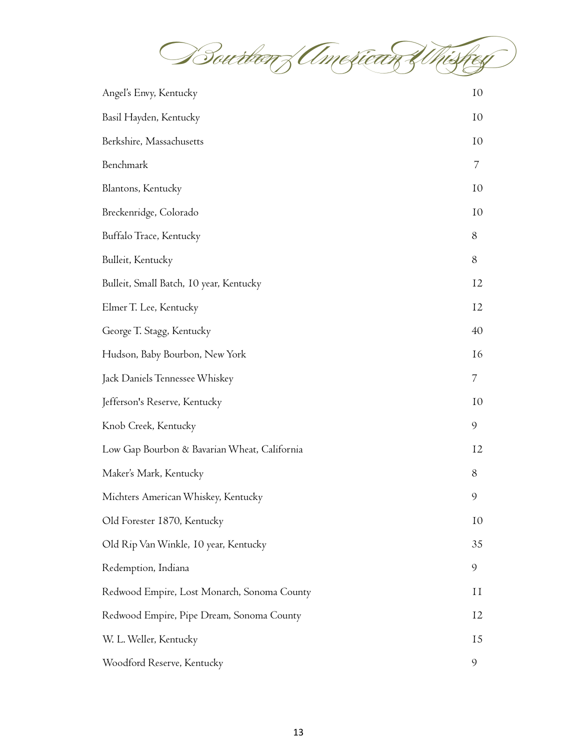# Bourbon/American Whiskey

| | |
|---|---|
| Angel's Envy, Kentucky | 10 |
| Basil Hayden, Kentucky | 10 |
| Berkshire, Massachusetts | 10 |
| Benchmark | 7 |
| Blantons, Kentucky | 10 |
| Breckenridge, Colorado | 10 |
| Buffalo Trace, Kentucky | 8 |
| Bulleit, Kentucky | 8 |
| Bulleit, Small Batch, 10 year, Kentucky | 12 |
| Elmer T. Lee, Kentucky | 12 |
| George T. Stagg, Kentucky | 40 |
| Hudson, Baby Bourbon, New York | 16 |
| Jack Daniels Tennessee Whiskey | 7 |
| Jefferson's Reserve, Kentucky | 10 |
| Knob Creek, Kentucky | 9 |
| Low Gap Bourbon & Bavarian Wheat, California | 12 |
| Maker's Mark, Kentucky | 8 |
| Michters American Whiskey, Kentucky | 9 |
| Old Forester 1870, Kentucky | 10 |
| Old Rip Van Winkle, 10 year, Kentucky | 35 |
| Redemption, Indiana | 9 |
| Redwood Empire, Lost Monarch, Sonoma County | 11 |
| Redwood Empire, Pipe Dream, Sonoma County | 12 |
| W. L. Weller, Kentucky | 15 |
| Woodford Reserve, Kentucky | 9 |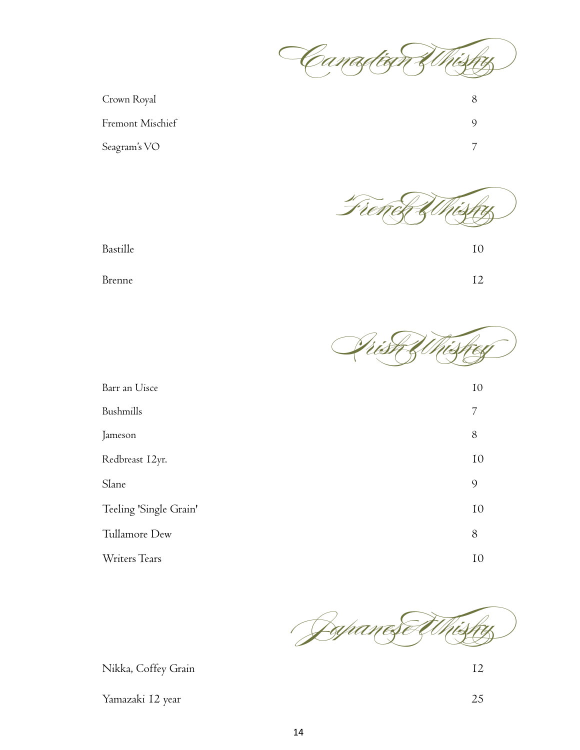## Canadian Whisky

| | |
|---|---|
| Crown Royal | 8 |
| Fremont Mischief | 9 |
| Seagram's VO | 7 |

## French Whisky

| | |
|---|---|
| Bastille | 10 |
| Brenne | 12 |

## Irish Whiskey

| | |
|---|---|
| Barr an Uisce | 10 |
| Bushmills | 7 |
| Jameson | 8 |
| Redbreast 12yr. | 10 |
| Slane | 9 |
| Teeling 'Single Grain' | 10 |
| Tullamore Dew | 8 |
| Writers Tears | 10 |

## Japanese Whisky

| | |
|---|---|
| Nikka, Coffey Grain | 12 |
| Yamazaki 12 year | 25 |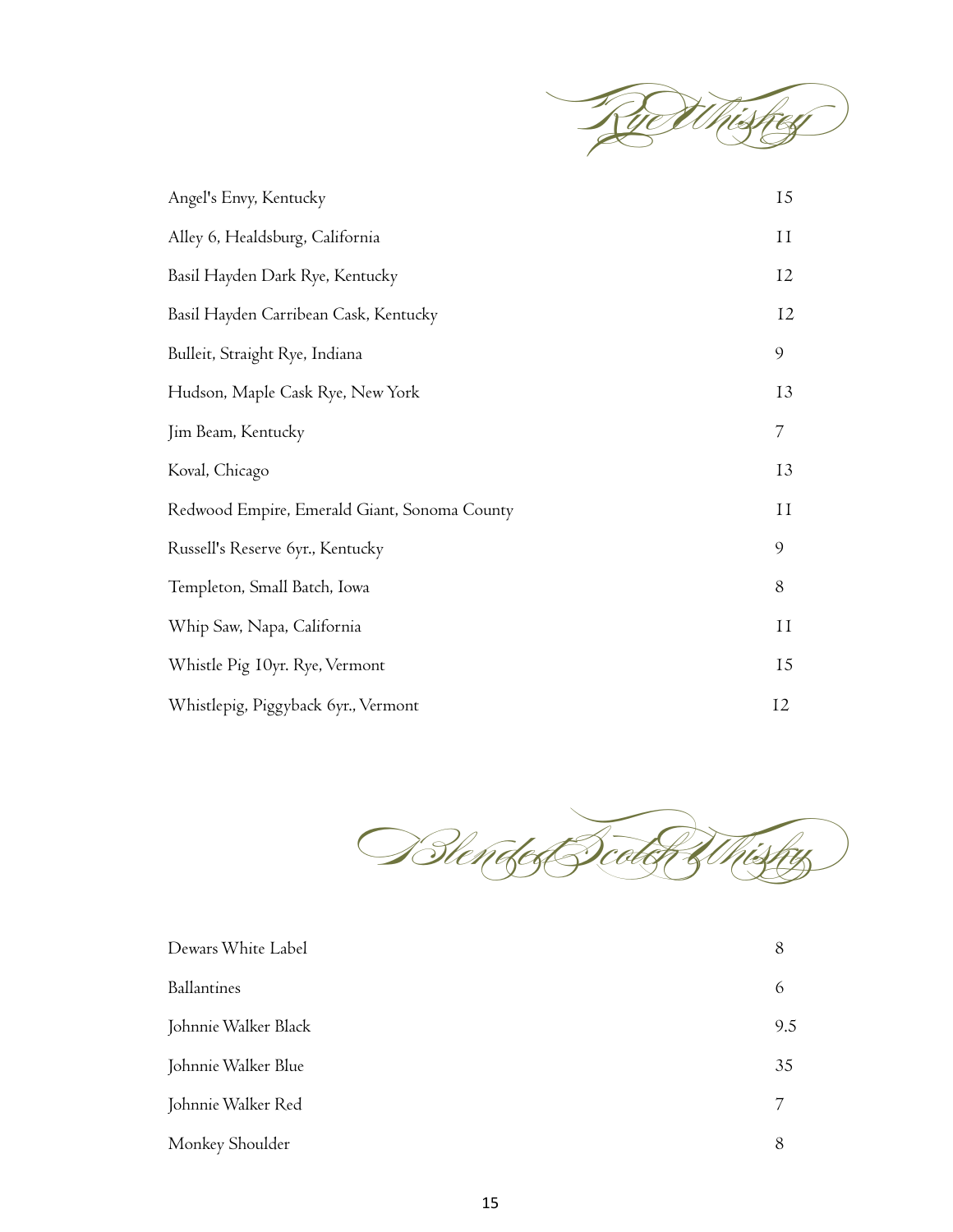## Rye Whiskey

| | |
|---|---|
| Angel's Envy, Kentucky | 15 |
| Alley 6, Healdsburg, California | 11 |
| Basil Hayden Dark Rye, Kentucky | 12 |
| Basil Hayden Carribean Cask, Kentucky | 12 |
| Bulleit, Straight Rye, Indiana | 9 |
| Hudson, Maple Cask Rye, New York | 13 |
| Jim Beam, Kentucky | 7 |
| Koval, Chicago | 13 |
| Redwood Empire, Emerald Giant, Sonoma County | 11 |
| Russell's Reserve 6yr., Kentucky | 9 |
| Templeton, Small Batch, Iowa | 8 |
| Whip Saw, Napa, California | 11 |
| Whistle Pig 10yr. Rye, Vermont | 15 |
| Whistlepig, Piggyback 6yr., Vermont | 12 |

## Blended Scotch Whisky

| | |
|---|---|
| Dewars White Label | 8 |
| Ballantines | 6 |
| Johnnie Walker Black | 9.5 |
| Johnnie Walker Blue | 35 |
| Johnnie Walker Red | 7 |
| Monkey Shoulder | 8 |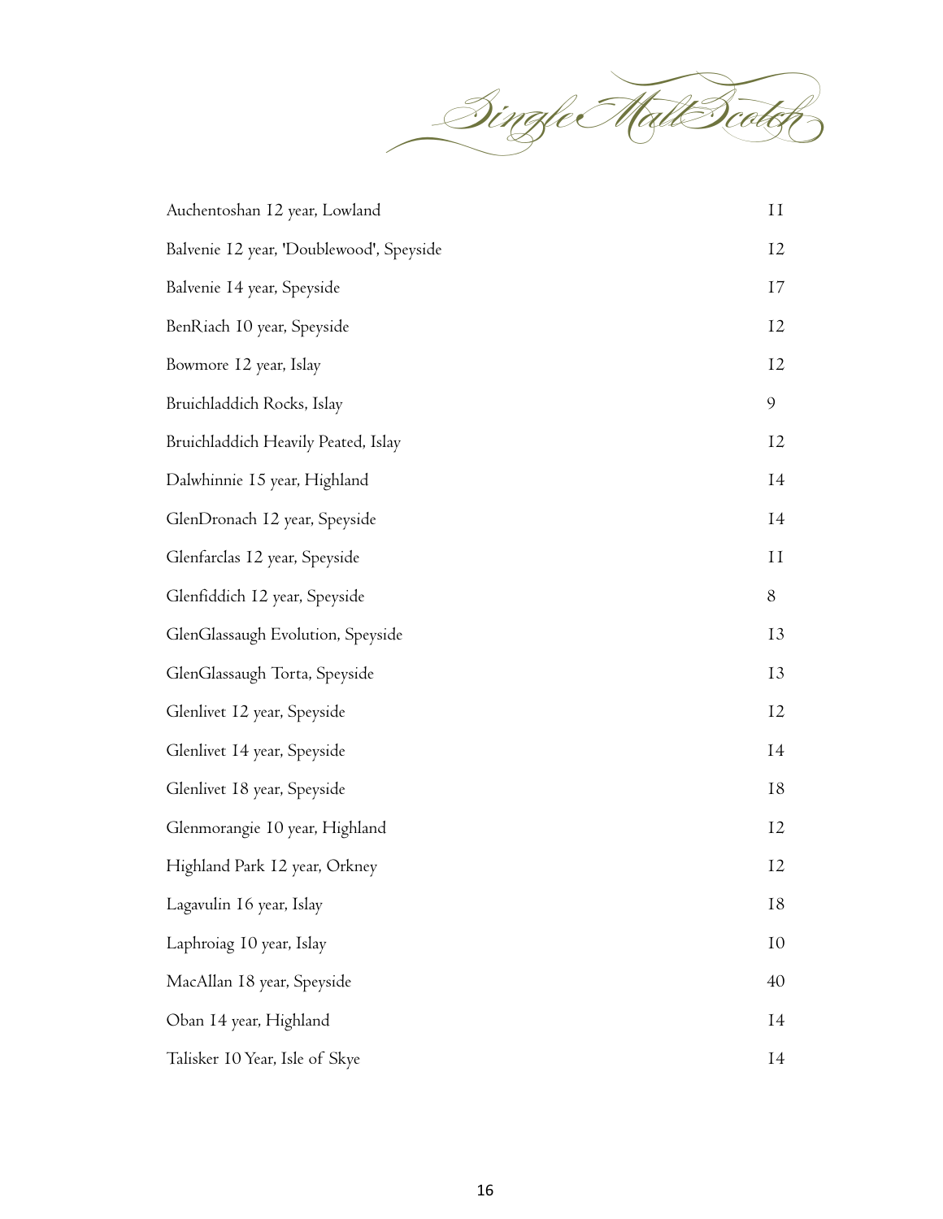# Single Malt Scotch

| | |
|---|---|
| Auchentoshan 12 year, Lowland | 11 |
| Balvenie 12 year, 'Doublewood', Speyside | 12 |
| Balvenie 14 year, Speyside | 17 |
| BenRiach 10 year, Speyside | 12 |
| Bowmore 12 year, Islay | 12 |
| Bruichladdich Rocks, Islay | 9 |
| Bruichladdich Heavily Peated, Islay | 12 |
| Dalwhinnie 15 year, Highland | 14 |
| GlenDronach 12 year, Speyside | 14 |
| Glenfarclas 12 year, Speyside | 11 |
| Glenfiddich 12 year, Speyside | 8 |
| GlenGlassaugh Evolution, Speyside | 13 |
| GlenGlassaugh Torta, Speyside | 13 |
| Glenlivet 12 year, Speyside | 12 |
| Glenlivet 14 year, Speyside | 14 |
| Glenlivet 18 year, Speyside | 18 |
| Glenmorangie 10 year, Highland | 12 |
| Highland Park 12 year, Orkney | 12 |
| Lagavulin 16 year, Islay | 18 |
| Laphroiag 10 year, Islay | 10 |
| MacAllan 18 year, Speyside | 40 |
| Oban 14 year, Highland | 14 |
| Talisker 10 Year, Isle of Skye | 14 |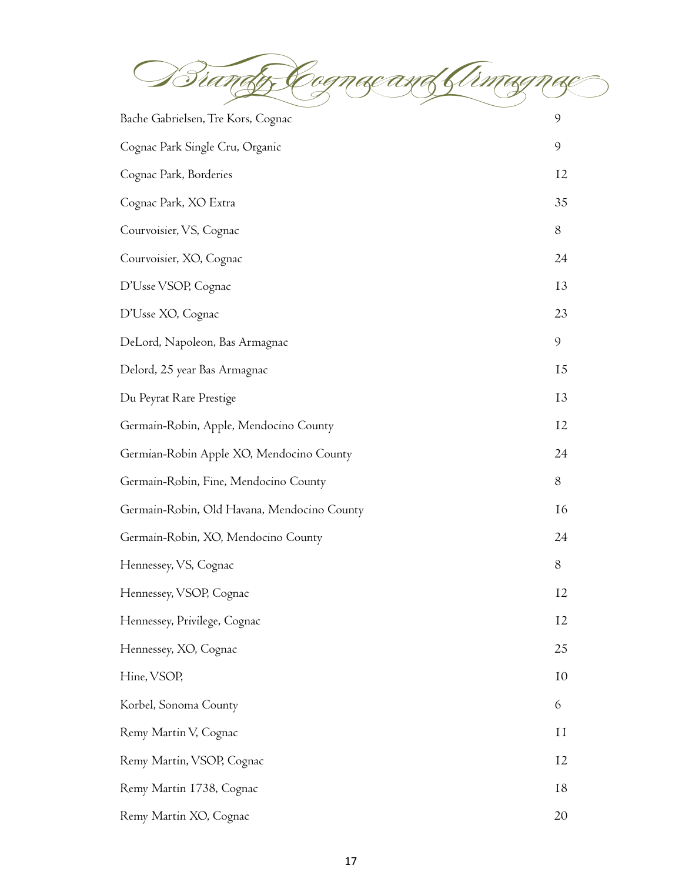# Brandy, Cognac and Armagnac

| | |
|---|---|
| Bache Gabrielsen, Tre Kors, Cognac | 9 |
| Cognac Park Single Cru, Organic | 9 |
| Cognac Park, Borderies | 12 |
| Cognac Park, XO Extra | 35 |
| Courvoisier, VS, Cognac | 8 |
| Courvoisier, XO, Cognac | 24 |
| D'Usse VSOP, Cognac | 13 |
| D'Usse XO, Cognac | 23 |
| DeLord, Napoleon, Bas Armagnac | 9 |
| Delord, 25 year Bas Armagnac | 15 |
| Du Peyrat Rare Prestige | 13 |
| Germain-Robin, Apple, Mendocino County | 12 |
| Germian-Robin Apple XO, Mendocino County | 24 |
| Germain-Robin, Fine, Mendocino County | 8 |
| Germain-Robin, Old Havana, Mendocino County | 16 |
| Germain-Robin, XO, Mendocino County | 24 |
| Hennessey, VS, Cognac | 8 |
| Hennessey, VSOP, Cognac | 12 |
| Hennessey, Privilege, Cognac | 12 |
| Hennessey, XO, Cognac | 25 |
| Hine, VSOP, | 10 |
| Korbel, Sonoma County | 6 |
| Remy Martin V, Cognac | 11 |
| Remy Martin, VSOP, Cognac | 12 |
| Remy Martin 1738, Cognac | 18 |
| Remy Martin XO, Cognac | 20 |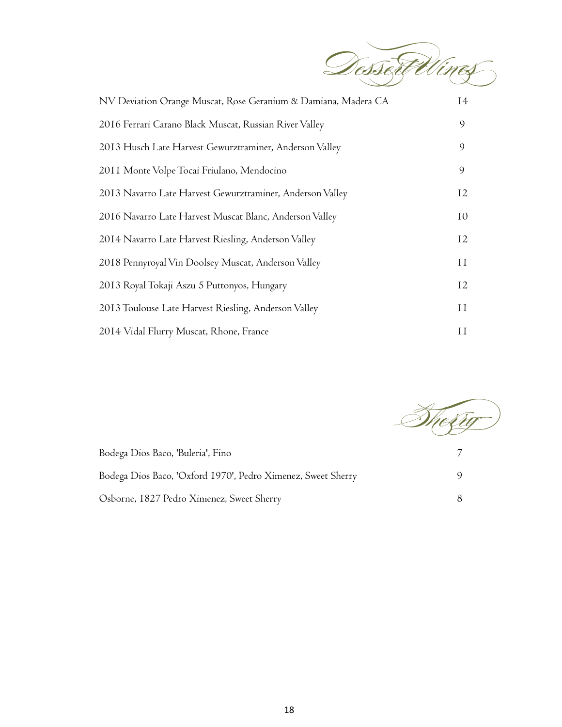## Dessert Wines

| | |
|---|---|
| NV Deviation Orange Muscat, Rose Geranium & Damiana, Madera CA | 14 |
| 2016 Ferrari Carano Black Muscat, Russian River Valley | 9 |
| 2013 Husch Late Harvest Gewurztraminer, Anderson Valley | 9 |
| 2011 Monte Volpe Tocai Friulano, Mendocino | 9 |
| 2013 Navarro Late Harvest Gewurztraminer, Anderson Valley | 12 |
| 2016 Navarro Late Harvest Muscat Blanc, Anderson Valley | 10 |
| 2014 Navarro Late Harvest Riesling, Anderson Valley | 12 |
| 2018 Pennyroyal Vin Doolsey Muscat, Anderson Valley | 11 |
| 2013 Royal Tokaji Aszu 5 Puttonyos, Hungary | 12 |
| 2013 Toulouse Late Harvest Riesling, Anderson Valley | 11 |
| 2014 Vidal Flurry Muscat, Rhone, France | 11 |

## Sherry

| | |
|---|---|
| Bodega Dios Baco, 'Buleria', Fino | 7 |
| Bodega Dios Baco, 'Oxford 1970', Pedro Ximenez, Sweet Sherry | 9 |
| Osborne, 1827 Pedro Ximenez, Sweet Sherry | 8 |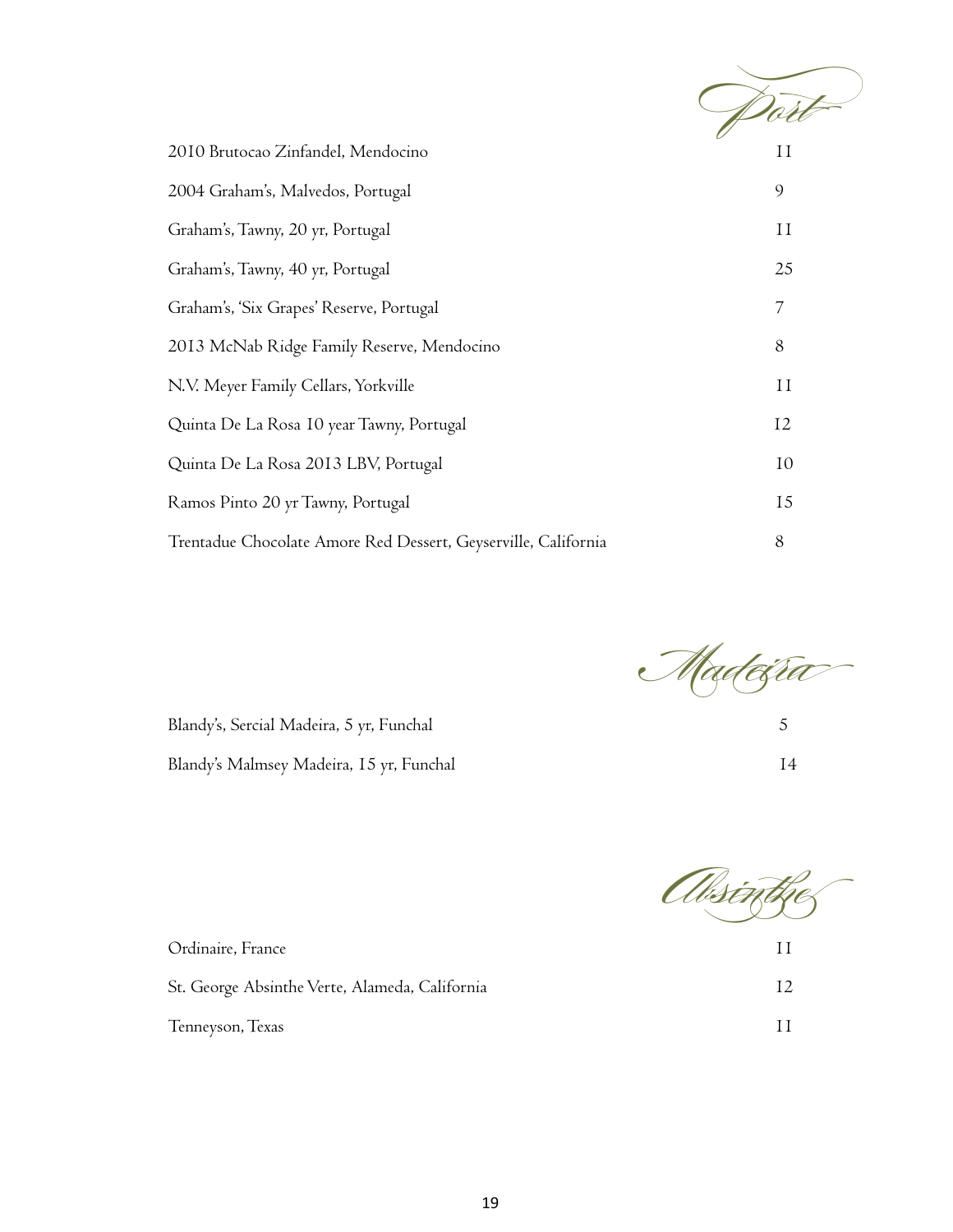## Port

| | |
|---|---|
| 2010 Brutocao Zinfandel, Mendocino | 11 |
| 2004 Graham's, Malvedos, Portugal | 9 |
| Graham's, Tawny, 20 yr, Portugal | 11 |
| Graham's, Tawny, 40 yr, Portugal | 25 |
| Graham's, 'Six Grapes' Reserve, Portugal | 7 |
| 2013 McNab Ridge Family Reserve, Mendocino | 8 |
| N.V. Meyer Family Cellars, Yorkville | 11 |
| Quinta De La Rosa 10 year Tawny, Portugal | 12 |
| Quinta De La Rosa 2013 LBV, Portugal | 10 |
| Ramos Pinto 20 yr Tawny, Portugal | 15 |
| Trentadue Chocolate Amore Red Dessert, Geyserville, California | 8 |

## Madeira

| | |
|---|---|
| Blandy's, Sercial Madeira, 5 yr, Funchal | 5 |
| Blandy's Malmsey Madeira, 15 yr, Funchal | 14 |

## Absinthe

| | |
|---|---|
| Ordinaire, France | 11 |
| St. George Absinthe Verte, Alameda, California | 12 |
| Tenneyson, Texas | 11 |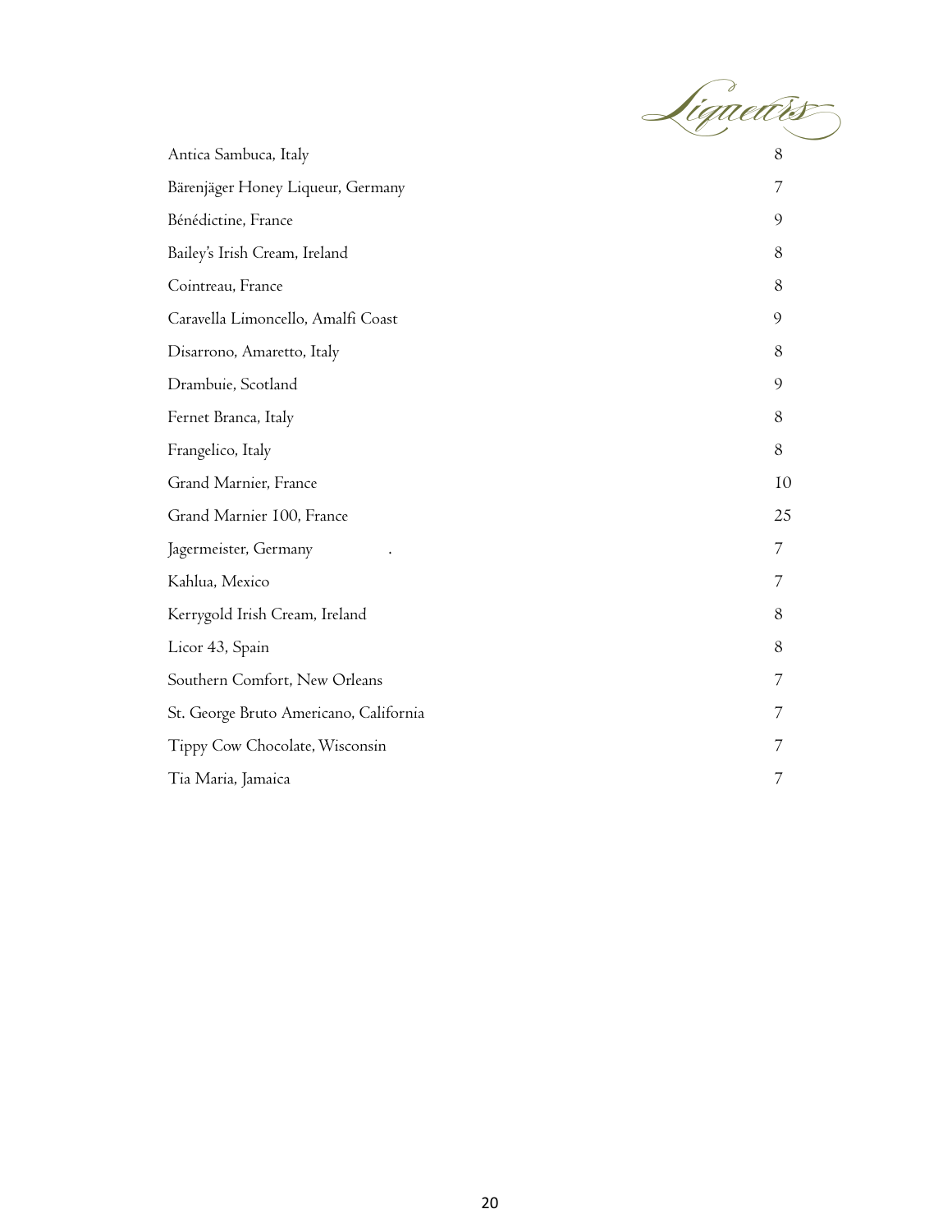# Liqueurs

| | |
|---|---|
| Antica Sambuca, Italy | 8 |
| Bärenjäger Honey Liqueur, Germany | 7 |
| Bénédictine, France | 9 |
| Bailey's Irish Cream, Ireland | 8 |
| Cointreau, France | 8 |
| Caravella Limoncello, Amalfi Coast | 9 |
| Disarrono, Amaretto, Italy | 8 |
| Drambuie, Scotland | 9 |
| Fernet Branca, Italy | 8 |
| Frangelico, Italy | 8 |
| Grand Marnier, France | 10 |
| Grand Marnier 100, France | 25 |
| Jagermeister, Germany . | 7 |
| Kahlua, Mexico | 7 |
| Kerrygold Irish Cream, Ireland | 8 |
| Licor 43, Spain | 8 |
| Southern Comfort, New Orleans | 7 |
| St. George Bruto Americano, California | 7 |
| Tippy Cow Chocolate, Wisconsin | 7 |
| Tia Maria, Jamaica | 7 |